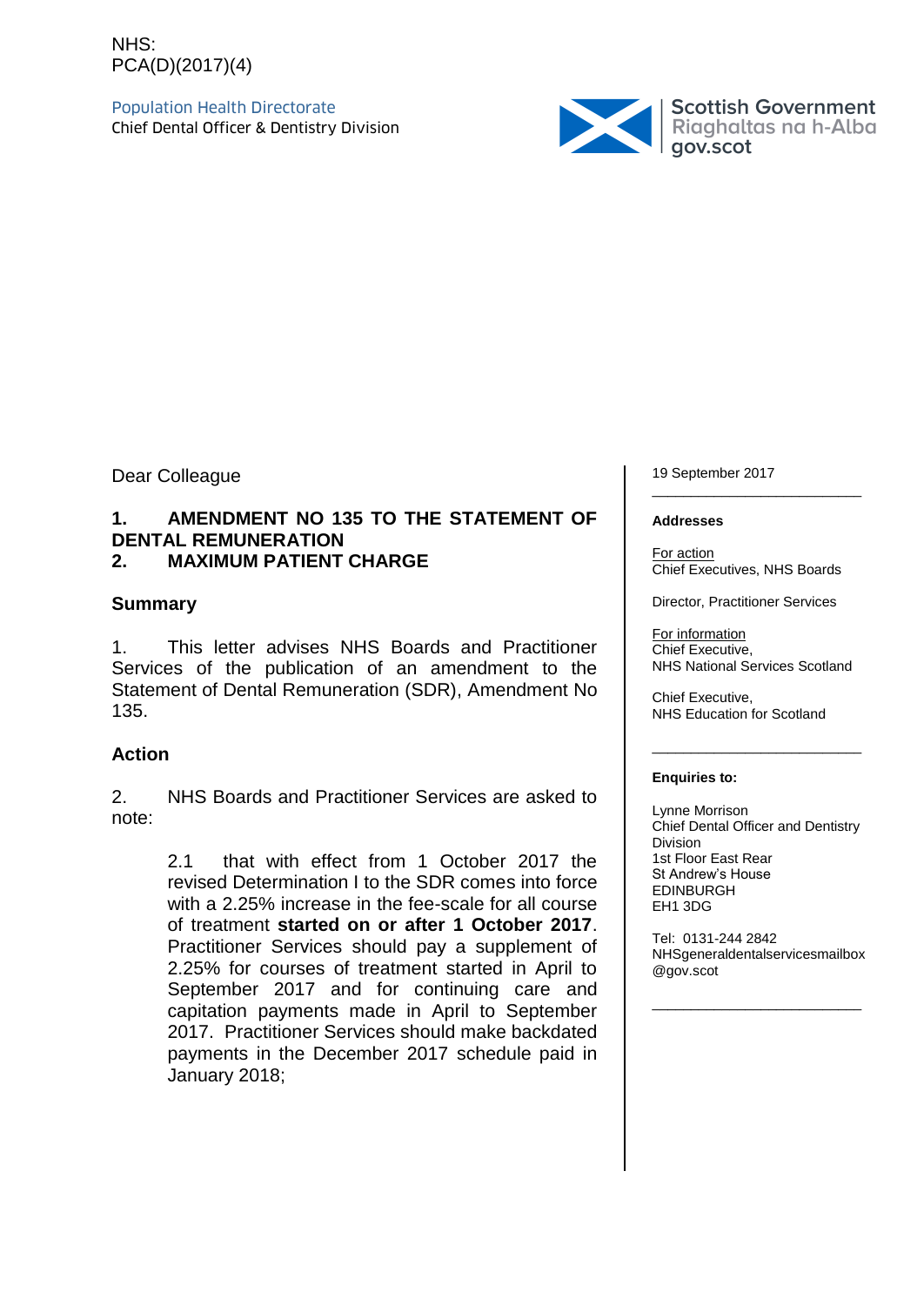NHS:
PCA(D)(2017)(4)

Population Health Directorate
Chief Dental Officer & Dentistry Division

Scottish Government
Riaghaltas na h-Alba
gov.scot

Dear Colleague

**1. AMENDMENT NO 135 TO THE STATEMENT OF DENTAL REMUNERATION**
**2. MAXIMUM PATIENT CHARGE**

## Summary

1. This letter advises NHS Boards and Practitioner Services of the publication of an amendment to the Statement of Dental Remuneration (SDR), Amendment No 135.

## Action

2. NHS Boards and Practitioner Services are asked to note:

> 2.1 that with effect from 1 October 2017 the revised Determination I to the SDR comes into force with a 2.25% increase in the fee-scale for all course of treatment **started on or after 1 October 2017**. Practitioner Services should pay a supplement of 2.25% for courses of treatment started in April to September 2017 and for continuing care and capitation payments made in April to September 2017. Practitioner Services should make backdated payments in the December 2017 schedule paid in January 2018;

19 September 2017

---

**Addresses**

For action
Chief Executives, NHS Boards

Director, Practitioner Services

For information
Chief Executive,
NHS National Services Scotland

Chief Executive,
NHS Education for Scotland

---

**Enquiries to:**

Lynne Morrison
Chief Dental Officer and Dentistry Division
1st Floor East Rear
St Andrew's House
EDINBURGH
EH1 3DG

Tel: 0131-244 2842
NHSgeneraldentalservicesmailbox@gov.scot

---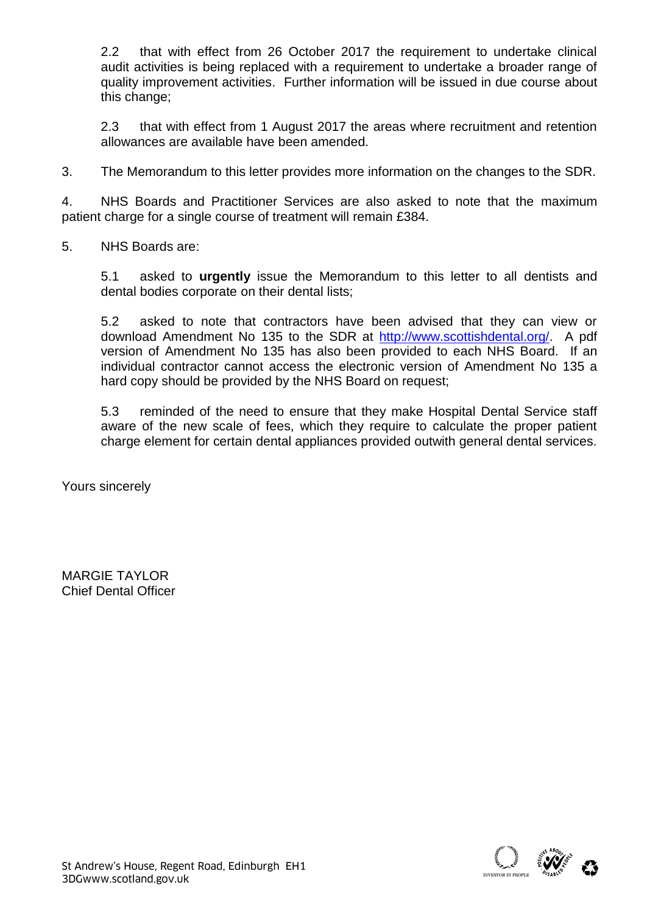2.2 that with effect from 26 October 2017 the requirement to undertake clinical audit activities is being replaced with a requirement to undertake a broader range of quality improvement activities. Further information will be issued in due course about this change;

2.3 that with effect from 1 August 2017 the areas where recruitment and retention allowances are available have been amended.

3. The Memorandum to this letter provides more information on the changes to the SDR.

4. NHS Boards and Practitioner Services are also asked to note that the maximum patient charge for a single course of treatment will remain £384.

5. NHS Boards are:

5.1 asked to **urgently** issue the Memorandum to this letter to all dentists and dental bodies corporate on their dental lists;

5.2 asked to note that contractors have been advised that they can view or download Amendment No 135 to the SDR at http://www.scottishdental.org/. A pdf version of Amendment No 135 has also been provided to each NHS Board. If an individual contractor cannot access the electronic version of Amendment No 135 a hard copy should be provided by the NHS Board on request;

5.3 reminded of the need to ensure that they make Hospital Dental Service staff aware of the new scale of fees, which they require to calculate the proper patient charge element for certain dental appliances provided outwith general dental services.

Yours sincerely

MARGIE TAYLOR
Chief Dental Officer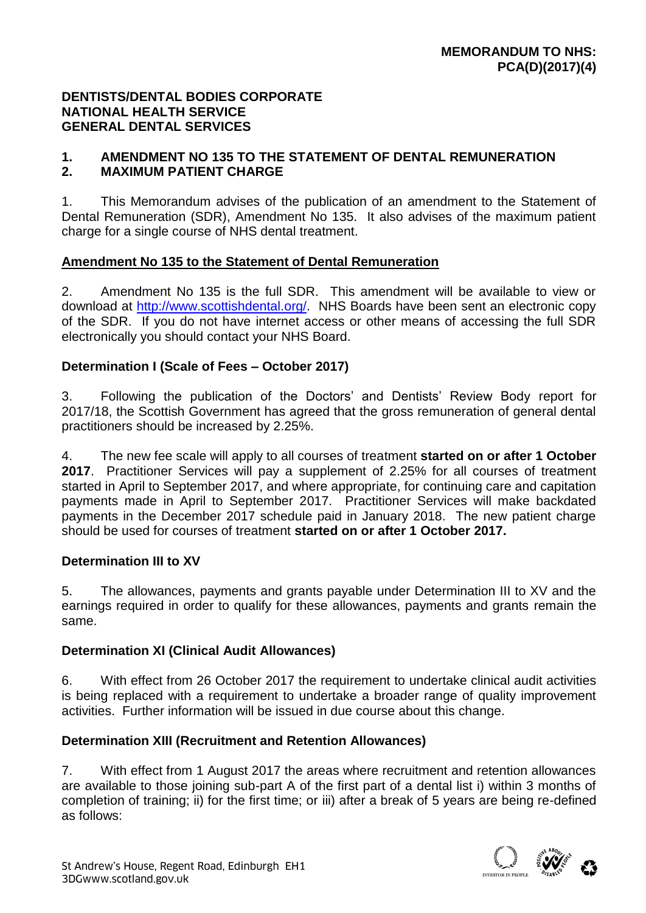**MEMORANDUM TO NHS: PCA(D)(2017)(4)**

**DENTISTS/DENTAL BODIES CORPORATE**
**NATIONAL HEALTH SERVICE**
**GENERAL DENTAL SERVICES**

**1. AMENDMENT NO 135 TO THE STATEMENT OF DENTAL REMUNERATION**
**2. MAXIMUM PATIENT CHARGE**

1. This Memorandum advises of the publication of an amendment to the Statement of Dental Remuneration (SDR), Amendment No 135. It also advises of the maximum patient charge for a single course of NHS dental treatment.

## Amendment No 135 to the Statement of Dental Remuneration

2. Amendment No 135 is the full SDR. This amendment will be available to view or download at http://www.scottishdental.org/. NHS Boards have been sent an electronic copy of the SDR. If you do not have internet access or other means of accessing the full SDR electronically you should contact your NHS Board.

### Determination I (Scale of Fees – October 2017)

3. Following the publication of the Doctors' and Dentists' Review Body report for 2017/18, the Scottish Government has agreed that the gross remuneration of general dental practitioners should be increased by 2.25%.

4. The new fee scale will apply to all courses of treatment **started on or after 1 October 2017**. Practitioner Services will pay a supplement of 2.25% for all courses of treatment started in April to September 2017, and where appropriate, for continuing care and capitation payments made in April to September 2017. Practitioner Services will make backdated payments in the December 2017 schedule paid in January 2018. The new patient charge should be used for courses of treatment **started on or after 1 October 2017.**

### Determination III to XV

5. The allowances, payments and grants payable under Determination III to XV and the earnings required in order to qualify for these allowances, payments and grants remain the same.

### Determination XI (Clinical Audit Allowances)

6. With effect from 26 October 2017 the requirement to undertake clinical audit activities is being replaced with a requirement to undertake a broader range of quality improvement activities. Further information will be issued in due course about this change.

### Determination XIII (Recruitment and Retention Allowances)

7. With effect from 1 August 2017 the areas where recruitment and retention allowances are available to those joining sub-part A of the first part of a dental list i) within 3 months of completion of training; ii) for the first time; or iii) after a break of 5 years are being re-defined as follows: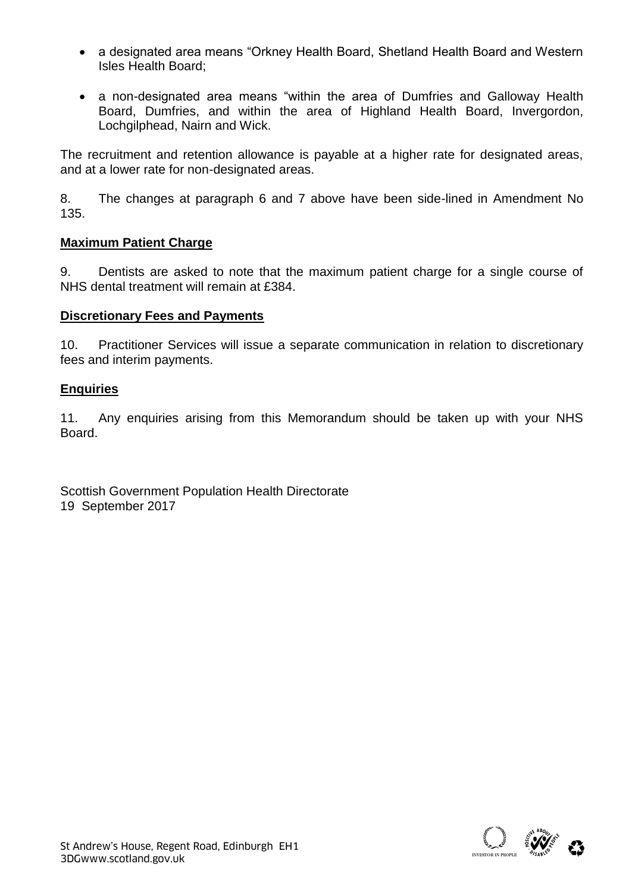- a designated area means "Orkney Health Board, Shetland Health Board and Western Isles Health Board;
- a non-designated area means "within the area of Dumfries and Galloway Health Board, Dumfries, and within the area of Highland Health Board, Invergordon, Lochgilphead, Nairn and Wick.

The recruitment and retention allowance is payable at a higher rate for designated areas, and at a lower rate for non-designated areas.

8. The changes at paragraph 6 and 7 above have been side-lined in Amendment No 135.

**Maximum Patient Charge**

9. Dentists are asked to note that the maximum patient charge for a single course of NHS dental treatment will remain at £384.

**Discretionary Fees and Payments**

10. Practitioner Services will issue a separate communication in relation to discretionary fees and interim payments.

**Enquiries**

11. Any enquiries arising from this Memorandum should be taken up with your NHS Board.

Scottish Government Population Health Directorate
19 September 2017

St Andrew's House, Regent Road, Edinburgh EH1 3DG www.scotland.gov.uk